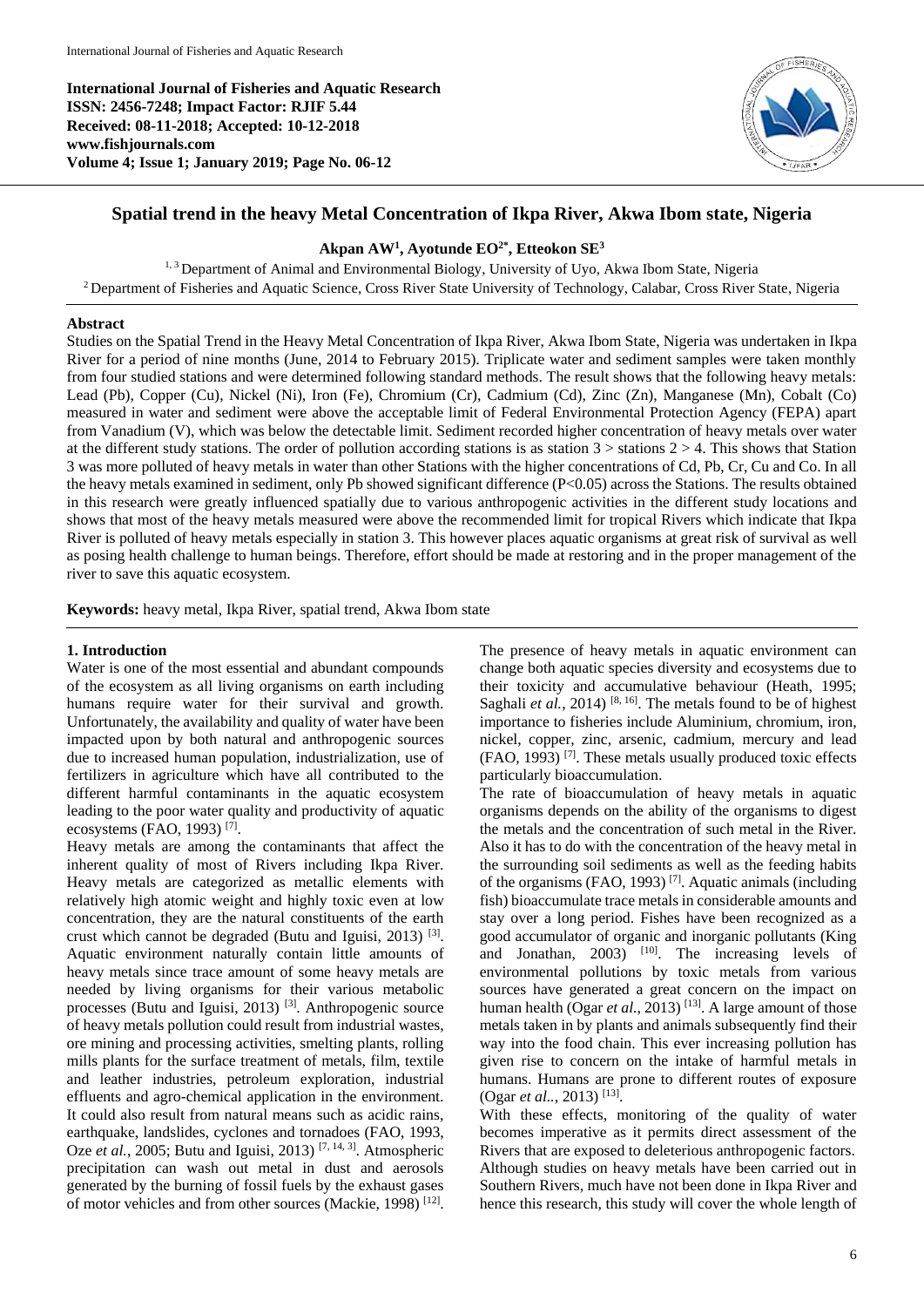**International Journal of Fisheries and Aquatic Research**
**ISSN: 2456-7248; Impact Factor: RJIF 5.44**
**Received: 08-11-2018; Accepted: 10-12-2018**
**www.fishjournals.com**
**Volume 4; Issue 1; January 2019; Page No. 06-12**

# Spatial trend in the heavy Metal Concentration of Ikpa River, Akwa Ibom state, Nigeria

**Akpan AW[1], Ayotunde EO[2*], Etteokon SE[3]**

[1, 3] Department of Animal and Environmental Biology, University of Uyo, Akwa Ibom State, Nigeria
[2] Department of Fisheries and Aquatic Science, Cross River State University of Technology, Calabar, Cross River State, Nigeria

## Abstract

Studies on the Spatial Trend in the Heavy Metal Concentration of Ikpa River, Akwa Ibom State, Nigeria was undertaken in Ikpa River for a period of nine months (June, 2014 to February 2015). Triplicate water and sediment samples were taken monthly from four studied stations and were determined following standard methods. The result shows that the following heavy metals: Lead (Pb), Copper (Cu), Nickel (Ni), Iron (Fe), Chromium (Cr), Cadmium (Cd), Zinc (Zn), Manganese (Mn), Cobalt (Co) measured in water and sediment were above the acceptable limit of Federal Environmental Protection Agency (FEPA) apart from Vanadium (V), which was below the detectable limit. Sediment recorded higher concentration of heavy metals over water at the different study stations. The order of pollution according stations is as station 3 > stations 2 > 4. This shows that Station 3 was more polluted of heavy metals in water than other Stations with the higher concentrations of Cd, Pb, Cr, Cu and Co. In all the heavy metals examined in sediment, only Pb showed significant difference ($P<0.05$) across the Stations. The results obtained in this research were greatly influenced spatially due to various anthropogenic activities in the different study locations and shows that most of the heavy metals measured were above the recommended limit for tropical Rivers which indicate that Ikpa River is polluted of heavy metals especially in station 3. This however places aquatic organisms at great risk of survival as well as posing health challenge to human beings. Therefore, effort should be made at restoring and in the proper management of the river to save this aquatic ecosystem.

**Keywords:** heavy metal, Ikpa River, spatial trend, Akwa Ibom state

## 1. Introduction

Water is one of the most essential and abundant compounds of the ecosystem as all living organisms on earth including humans require water for their survival and growth. Unfortunately, the availability and quality of water have been impacted upon by both natural and anthropogenic sources due to increased human population, industrialization, use of fertilizers in agriculture which have all contributed to the different harmful contaminants in the aquatic ecosystem leading to the poor water quality and productivity of aquatic ecosystems (FAO, 1993) [7].

Heavy metals are among the contaminants that affect the inherent quality of most of Rivers including Ikpa River. Heavy metals are categorized as metallic elements with relatively high atomic weight and highly toxic even at low concentration, they are the natural constituents of the earth crust which cannot be degraded (Butu and Iguisi, 2013) [3]. Aquatic environment naturally contain little amounts of heavy metals since trace amount of some heavy metals are needed by living organisms for their various metabolic processes (Butu and Iguisi, 2013) [3]. Anthropogenic source of heavy metals pollution could result from industrial wastes, ore mining and processing activities, smelting plants, rolling mills plants for the surface treatment of metals, film, textile and leather industries, petroleum exploration, industrial effluents and agro-chemical application in the environment. It could also result from natural means such as acidic rains, earthquake, landslides, cyclones and tornadoes (FAO, 1993, Oze *et al.*, 2005; Butu and Iguisi, 2013) [7, 14, 3]. Atmospheric precipitation can wash out metal in dust and aerosols generated by the burning of fossil fuels by the exhaust gases of motor vehicles and from other sources (Mackie, 1998) [12].

The presence of heavy metals in aquatic environment can change both aquatic species diversity and ecosystems due to their toxicity and accumulative behaviour (Heath, 1995; Saghali *et al.*, 2014) [8, 16]. The metals found to be of highest importance to fisheries include Aluminium, chromium, iron, nickel, copper, zinc, arsenic, cadmium, mercury and lead (FAO, 1993) [7]. These metals usually produced toxic effects particularly bioaccumulation.

The rate of bioaccumulation of heavy metals in aquatic organisms depends on the ability of the organisms to digest the metals and the concentration of such metal in the River. Also it has to do with the concentration of the heavy metal in the surrounding soil sediments as well as the feeding habits of the organisms (FAO, 1993) [7]. Aquatic animals (including fish) bioaccumulate trace metals in considerable amounts and stay over a long period. Fishes have been recognized as a good accumulator of organic and inorganic pollutants (King and Jonathan, 2003) [10]. The increasing levels of environmental pollutions by toxic metals from various sources have generated a great concern on the impact on human health (Ogar *et al.*, 2013) [13]. A large amount of those metals taken in by plants and animals subsequently find their way into the food chain. This ever increasing pollution has given rise to concern on the intake of harmful metals in humans. Humans are prone to different routes of exposure (Ogar *et al.*, 2013) [13].

With these effects, monitoring of the quality of water becomes imperative as it permits direct assessment of the Rivers that are exposed to deleterious anthropogenic factors. Although studies on heavy metals have been carried out in Southern Rivers, much have not been done in Ikpa River and hence this research, this study will cover the whole length of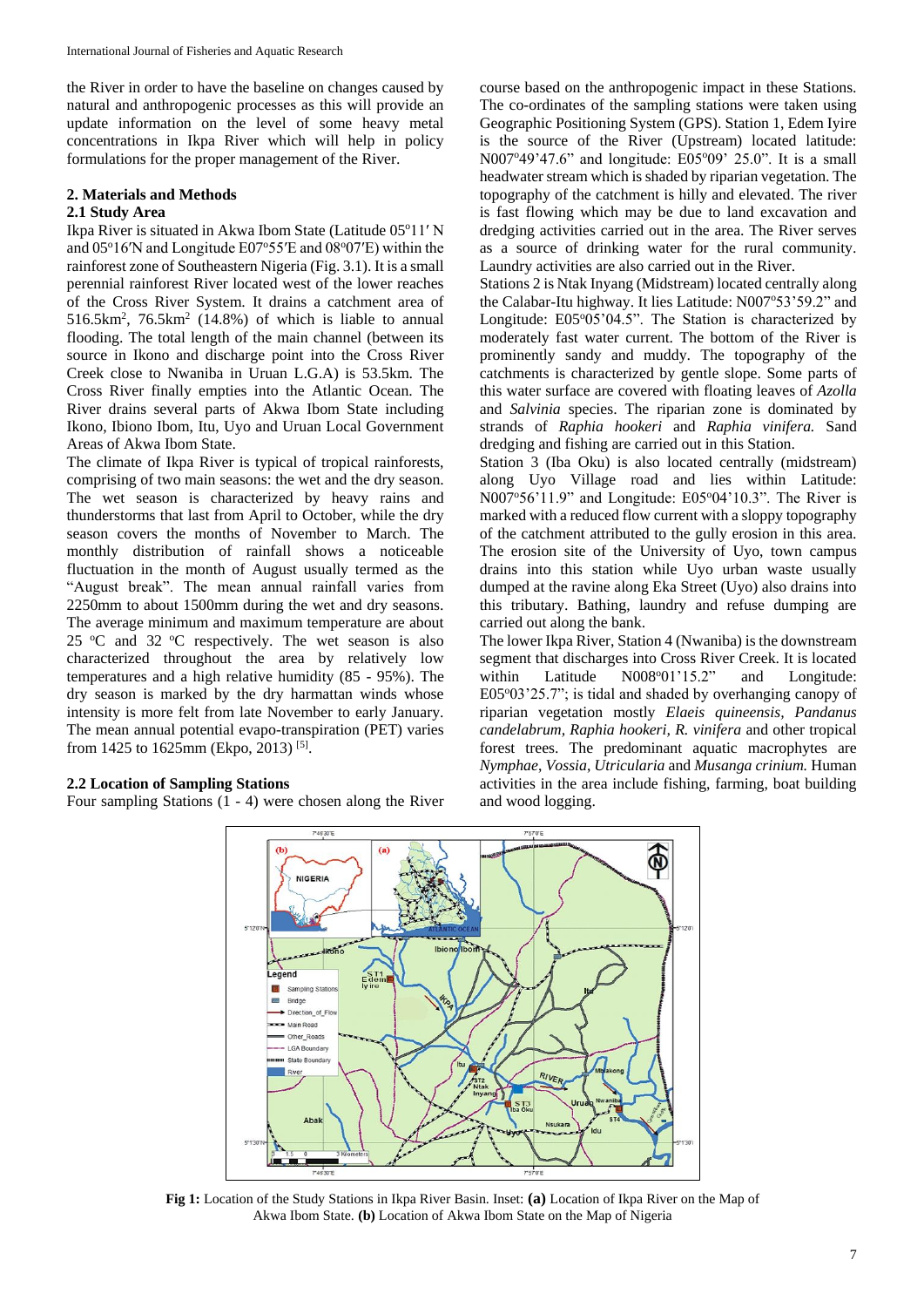the River in order to have the baseline on changes caused by natural and anthropogenic processes as this will provide an update information on the level of some heavy metal concentrations in Ikpa River which will help in policy formulations for the proper management of the River.

## 2. Materials and Methods

### 2.1 Study Area

Ikpa River is situated in Akwa Ibom State (Latitude 05°11′ N and 05°16′N and Longitude E07°55′E and 08°07′E) within the rainforest zone of Southeastern Nigeria (Fig. 3.1). It is a small perennial rainforest River located west of the lower reaches of the Cross River System. It drains a catchment area of 516.5km$^2$, 76.5km$^2$ (14.8%) of which is liable to annual flooding. The total length of the main channel (between its source in Ikono and discharge point into the Cross River Creek close to Nwaniba in Uruan L.G.A) is 53.5km. The Cross River finally empties into the Atlantic Ocean. The River drains several parts of Akwa Ibom State including Ikono, Ibiono Ibom, Itu, Uyo and Uruan Local Government Areas of Akwa Ibom State.

The climate of Ikpa River is typical of tropical rainforests, comprising of two main seasons: the wet and the dry season. The wet season is characterized by heavy rains and thunderstorms that last from April to October, while the dry season covers the months of November to March. The monthly distribution of rainfall shows a noticeable fluctuation in the month of August usually termed as the "August break". The mean annual rainfall varies from 2250mm to about 1500mm during the wet and dry seasons. The average minimum and maximum temperature are about 25 °C and 32 °C respectively. The wet season is also characterized throughout the area by relatively low temperatures and a high relative humidity (85 - 95%). The dry season is marked by the dry harmattan winds whose intensity is more felt from late November to early January. The mean annual potential evapo-transpiration (PET) varies from 1425 to 1625mm (Ekpo, 2013) [5].

### 2.2 Location of Sampling Stations

Four sampling Stations (1 - 4) were chosen along the River course based on the anthropogenic impact in these Stations. The co-ordinates of the sampling stations were taken using Geographic Positioning System (GPS). Station 1, Edem Iyire is the source of the River (Upstream) located latitude: N007°49'47.6" and longitude: E05°09' 25.0". It is a small headwater stream which is shaded by riparian vegetation. The topography of the catchment is hilly and elevated. The river is fast flowing which may be due to land excavation and dredging activities carried out in the area. The River serves as a source of drinking water for the rural community. Laundry activities are also carried out in the River.

Stations 2 is Ntak Inyang (Midstream) located centrally along the Calabar-Itu highway. It lies Latitude: N007°53'59.2" and Longitude: E05°05'04.5". The Station is characterized by moderately fast water current. The bottom of the River is prominently sandy and muddy. The topography of the catchments is characterized by gentle slope. Some parts of this water surface are covered with floating leaves of *Azolla* and *Salvinia* species. The riparian zone is dominated by strands of *Raphia hookeri* and *Raphia vinifera.* Sand dredging and fishing are carried out in this Station.

Station 3 (Iba Oku) is also located centrally (midstream) along Uyo Village road and lies within Latitude: N007°56'11.9" and Longitude: E05°04'10.3". The River is marked with a reduced flow current with a sloppy topography of the catchment attributed to the gully erosion in this area. The erosion site of the University of Uyo, town campus drains into this station while Uyo urban waste usually dumped at the ravine along Eka Street (Uyo) also drains into this tributary. Bathing, laundry and refuse dumping are carried out along the bank.

The lower Ikpa River, Station 4 (Nwaniba) is the downstream segment that discharges into Cross River Creek. It is located within Latitude N008°01'15.2" and Longitude: E05°03'25.7"; is tidal and shaded by overhanging canopy of riparian vegetation mostly *Elaeis quineensis*, *Pandanus candelabrum*, *Raphia hookeri*, *R. vinifera* and other tropical forest trees. The predominant aquatic macrophytes are *Nymphae*, *Vossia*, *Utricularia* and *Musanga crinium.* Human activities in the area include fishing, farming, boat building and wood logging.

**Fig 1:** Location of the Study Stations in Ikpa River Basin. Inset: **(a)** Location of Ikpa River on the Map of Akwa Ibom State. **(b)** Location of Akwa Ibom State on the Map of Nigeria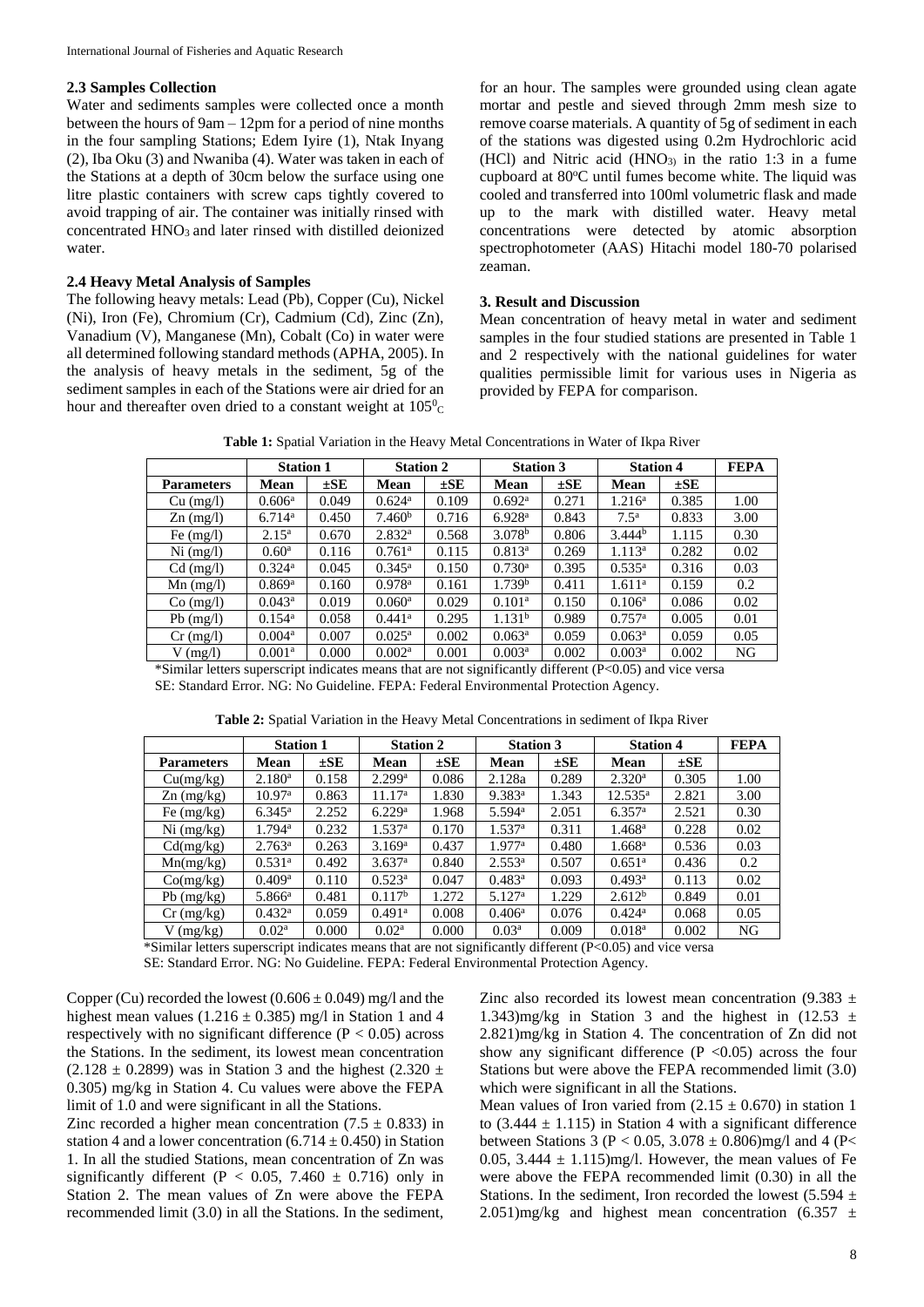### 2.3 Samples Collection

Water and sediments samples were collected once a month between the hours of 9am – 12pm for a period of nine months in the four sampling Stations; Edem Iyire (1), Ntak Inyang (2), Iba Oku (3) and Nwaniba (4). Water was taken in each of the Stations at a depth of 30cm below the surface using one litre plastic containers with screw caps tightly covered to avoid trapping of air. The container was initially rinsed with concentrated $HNO_3$ and later rinsed with distilled deionized water.

### 2.4 Heavy Metal Analysis of Samples

The following heavy metals: Lead (Pb), Copper (Cu), Nickel (Ni), Iron (Fe), Chromium (Cr), Cadmium (Cd), Zinc (Zn), Vanadium (V), Manganese (Mn), Cobalt (Co) in water were all determined following standard methods (APHA, 2005). In the analysis of heavy metals in the sediment, 5g of the sediment samples in each of the Stations were air dried for an hour and thereafter oven dried to a constant weight at $105^0{}_C$ for an hour. The samples were grounded using clean agate mortar and pestle and sieved through 2mm mesh size to remove coarse materials. A quantity of 5g of sediment in each of the stations was digested using 0.2m Hydrochloric acid (HCl) and Nitric acid ($HNO_3$) in the ratio 1:3 in a fume cupboard at 80°C until fumes become white. The liquid was cooled and transferred into 100ml volumetric flask and made up to the mark with distilled water. Heavy metal concentrations were detected by atomic absorption spectrophotometer (AAS) Hitachi model 180-70 polarised zeaman.

## 3. Result and Discussion

Mean concentration of heavy metal in water and sediment samples in the four studied stations are presented in Table 1 and 2 respectively with the national guidelines for water qualities permissible limit for various uses in Nigeria as provided by FEPA for comparison.

**Table 1:** Spatial Variation in the Heavy Metal Concentrations in Water of Ikpa River

| | Station 1 | | Station 2 | | Station 3 | | Station 4 | | FEPA |
|---|---|---|---|---|---|---|---|---|---|
| **Parameters** | **Mean** | **±SE** | **Mean** | **±SE** | **Mean** | **±SE** | **Mean** | **±SE** | |
| Cu (mg/l) | 0.606[a] | 0.049 | 0.624[a] | 0.109 | 0.692[a] | 0.271 | 1.216[a] | 0.385 | 1.00 |
| Zn (mg/l) | 6.714[a] | 0.450 | 7.460[b] | 0.716 | 6.928[a] | 0.843 | 7.5[a] | 0.833 | 3.00 |
| Fe (mg/l) | 2.15[a] | 0.670 | 2.832[a] | 0.568 | 3.078[b] | 0.806 | 3.444[b] | 1.115 | 0.30 |
| Ni (mg/l) | 0.60[a] | 0.116 | 0.761[a] | 0.115 | 0.813[a] | 0.269 | 1.113[a] | 0.282 | 0.02 |
| Cd (mg/l) | 0.324[a] | 0.045 | 0.345[a] | 0.150 | 0.730[a] | 0.395 | 0.535[a] | 0.316 | 0.03 |
| Mn (mg/l) | 0.869[a] | 0.160 | 0.978[a] | 0.161 | 1.739[b] | 0.411 | 1.611[a] | 0.159 | 0.2 |
| Co (mg/l) | 0.043[a] | 0.019 | 0.060[a] | 0.029 | 0.101[a] | 0.150 | 0.106[a] | 0.086 | 0.02 |
| Pb (mg/l) | 0.154[a] | 0.058 | 0.441[a] | 0.295 | 1.131[b] | 0.989 | 0.757[a] | 0.005 | 0.01 |
| Cr (mg/l) | 0.004[a] | 0.007 | 0.025[a] | 0.002 | 0.063[a] | 0.059 | 0.063[a] | 0.059 | 0.05 |
| V (mg/l) | 0.001[a] | 0.000 | 0.002[a] | 0.001 | 0.003[a] | 0.002 | 0.003[a] | 0.002 | NG |

*Similar letters superscript indicates means that are not significantly different (P<0.05) and vice versa
SE: Standard Error. NG: No Guideline. FEPA: Federal Environmental Protection Agency.

**Table 2:** Spatial Variation in the Heavy Metal Concentrations in sediment of Ikpa River

| | Station 1 | | Station 2 | | Station 3 | | Station 4 | | FEPA |
|---|---|---|---|---|---|---|---|---|---|
| **Parameters** | **Mean** | **±SE** | **Mean** | **±SE** | **Mean** | **±SE** | **Mean** | **±SE** | |
| Cu(mg/kg) | 2.180[a] | 0.158 | 2.299[a] | 0.086 | 2.128a | 0.289 | 2.320[a] | 0.305 | 1.00 |
| Zn (mg/kg) | 10.97[a] | 0.863 | 11.17[a] | 1.830 | 9.383[a] | 1.343 | 12.535[a] | 2.821 | 3.00 |
| Fe (mg/kg) | 6.345[a] | 2.252 | 6.229[a] | 1.968 | 5.594[a] | 2.051 | 6.357[a] | 2.521 | 0.30 |
| Ni (mg/kg) | 1.794[a] | 0.232 | 1.537[a] | 0.170 | 1.537[a] | 0.311 | 1.468[a] | 0.228 | 0.02 |
| Cd(mg/kg) | 2.763[a] | 0.263 | 3.169[a] | 0.437 | 1.977[a] | 0.480 | 1.668[a] | 0.536 | 0.03 |
| Mn(mg/kg) | 0.531[a] | 0.492 | 3.637[a] | 0.840 | 2.553[a] | 0.507 | 0.651[a] | 0.436 | 0.2 |
| Co(mg/kg) | 0.409[a] | 0.110 | 0.523[a] | 0.047 | 0.483[a] | 0.093 | 0.493[a] | 0.113 | 0.02 |
| Pb (mg/kg) | 5.866[a] | 0.481 | 0.117[b] | 1.272 | 5.127[a] | 1.229 | 2.612[b] | 0.849 | 0.01 |
| Cr (mg/kg) | 0.432[a] | 0.059 | 0.491[a] | 0.008 | 0.406[a] | 0.076 | 0.424[a] | 0.068 | 0.05 |
| V (mg/kg) | 0.02[a] | 0.000 | 0.02[a] | 0.000 | 0.03[a] | 0.009 | 0.018[a] | 0.002 | NG |

*Similar letters superscript indicates means that are not significantly different (P<0.05) and vice versa
SE: Standard Error. NG: No Guideline. FEPA: Federal Environmental Protection Agency.

Copper (Cu) recorded the lowest (0.606 ± 0.049) mg/l and the highest mean values (1.216 ± 0.385) mg/l in Station 1 and 4 respectively with no significant difference ($P < 0.05$) across the Stations. In the sediment, its lowest mean concentration (2.128 ± 0.2899) was in Station 3 and the highest (2.320 ± 0.305) mg/kg in Station 4. Cu values were above the FEPA limit of 1.0 and were significant in all the Stations.

Zinc recorded a higher mean concentration (7.5 ± 0.833) in station 4 and a lower concentration (6.714 ± 0.450) in Station 1. In all the studied Stations, mean concentration of Zn was significantly different ($P < 0.05$, 7.460 ± 0.716) only in Station 2. The mean values of Zn were above the FEPA recommended limit (3.0) in all the Stations. In the sediment, Zinc also recorded its lowest mean concentration (9.383 ± 1.343)mg/kg in Station 3 and the highest in (12.53 ± 2.821)mg/kg in Station 4. The concentration of Zn did not show any significant difference ($P < 0.05$) across the four Stations but were above the FEPA recommended limit (3.0) which were significant in all the Stations.

Mean values of Iron varied from (2.15 ± 0.670) in station 1 to (3.444 ± 1.115) in Station 4 with a significant difference between Stations 3 ($P < 0.05$, 3.078 ± 0.806)mg/l and 4 ($P < 0.05$, 3.444 ± 1.115)mg/l. However, the mean values of Fe were above the FEPA recommended limit (0.30) in all the Stations. In the sediment, Iron recorded the lowest (5.594 ± 2.051)mg/kg and highest mean concentration (6.357 ±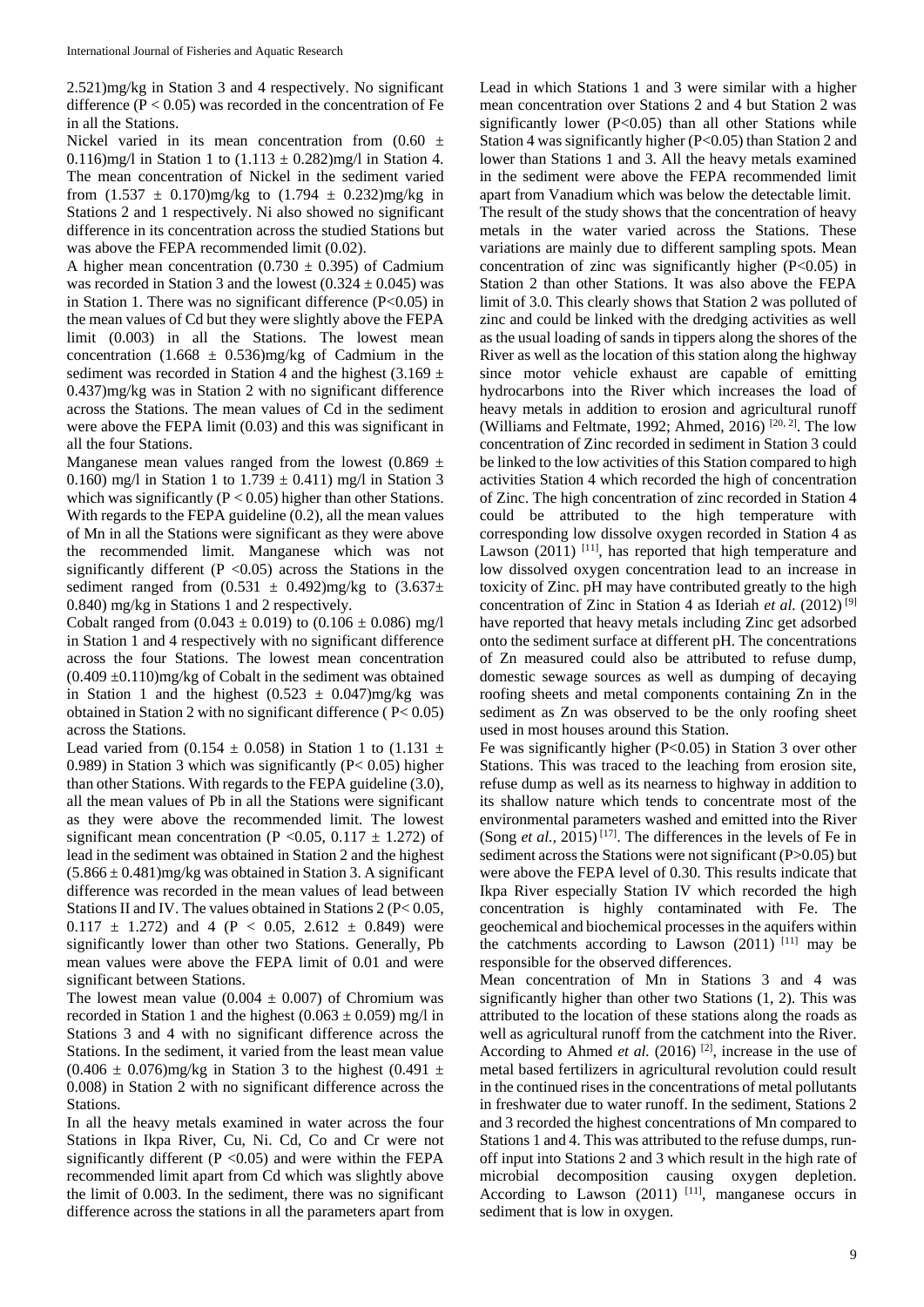2.521)mg/kg in Station 3 and 4 respectively. No significant difference ($P < 0.05$) was recorded in the concentration of Fe in all the Stations.

Nickel varied in its mean concentration from ($0.60 \pm 0.116$)mg/l in Station 1 to ($1.113 \pm 0.282$)mg/l in Station 4. The mean concentration of Nickel in the sediment varied from ($1.537 \pm 0.170$)mg/kg to ($1.794 \pm 0.232$)mg/kg in Stations 2 and 1 respectively. Ni also showed no significant difference in its concentration across the studied Stations but was above the FEPA recommended limit (0.02).

A higher mean concentration ($0.730 \pm 0.395$) of Cadmium was recorded in Station 3 and the lowest ($0.324 \pm 0.045$) was in Station 1. There was no significant difference ($P<0.05$) in the mean values of Cd but they were slightly above the FEPA limit (0.003) in all the Stations. The lowest mean concentration ($1.668 \pm 0.536$)mg/kg of Cadmium in the sediment was recorded in Station 4 and the highest ($3.169 \pm 0.437$)mg/kg was in Station 2 with no significant difference across the Stations. The mean values of Cd in the sediment were above the FEPA limit (0.03) and this was significant in all the four Stations.

Manganese mean values ranged from the lowest ($0.869 \pm 0.160$) mg/l in Station 1 to $1.739 \pm 0.411$) mg/l in Station 3 which was significantly ($P < 0.05$) higher than other Stations. With regards to the FEPA guideline (0.2), all the mean values of Mn in all the Stations were significant as they were above the recommended limit. Manganese which was not significantly different ($P <0.05$) across the Stations in the sediment ranged from ($0.531 \pm 0.492$)mg/kg to ($3.637\pm 0.840$) mg/kg in Stations 1 and 2 respectively.

Cobalt ranged from ($0.043 \pm 0.019$) to ($0.106 \pm 0.086$) mg/l in Station 1 and 4 respectively with no significant difference across the four Stations. The lowest mean concentration ($0.409 \pm 0.110$)mg/kg of Cobalt in the sediment was obtained in Station 1 and the highest ($0.523 \pm 0.047$)mg/kg was obtained in Station 2 with no significant difference ( $P< 0.05$) across the Stations.

Lead varied from ($0.154 \pm 0.058$) in Station 1 to ($1.131 \pm 0.989$) in Station 3 which was significantly ($P< 0.05$) higher than other Stations. With regards to the FEPA guideline (3.0), all the mean values of Pb in all the Stations were significant as they were above the recommended limit. The lowest significant mean concentration ($P <0.05$, $0.117 \pm 1.272$) of lead in the sediment was obtained in Station 2 and the highest ($5.866 \pm 0.481$)mg/kg was obtained in Station 3. A significant difference was recorded in the mean values of lead between Stations II and IV. The values obtained in Stations 2 ($P< 0.05$, $0.117 \pm 1.272$) and 4 ($P < 0.05$, $2.612 \pm 0.849$) were significantly lower than other two Stations. Generally, Pb mean values were above the FEPA limit of 0.01 and were significant between Stations.

The lowest mean value ($0.004 \pm 0.007$) of Chromium was recorded in Station 1 and the highest ($0.063 \pm 0.059$) mg/l in Stations 3 and 4 with no significant difference across the Stations. In the sediment, it varied from the least mean value ($0.406 \pm 0.076$)mg/kg in Station 3 to the highest ($0.491 \pm 0.008$) in Station 2 with no significant difference across the Stations.

In all the heavy metals examined in water across the four Stations in Ikpa River, Cu, Ni. Cd, Co and Cr were not significantly different ($P <0.05$) and were within the FEPA recommended limit apart from Cd which was slightly above the limit of 0.003. In the sediment, there was no significant difference across the stations in all the parameters apart from Lead in which Stations 1 and 3 were similar with a higher mean concentration over Stations 2 and 4 but Station 2 was significantly lower ($P<0.05$) than all other Stations while Station 4 was significantly higher ($P<0.05$) than Station 2 and lower than Stations 1 and 3. All the heavy metals examined in the sediment were above the FEPA recommended limit apart from Vanadium which was below the detectable limit.

The result of the study shows that the concentration of heavy metals in the water varied across the Stations. These variations are mainly due to different sampling spots. Mean concentration of zinc was significantly higher ($P<0.05$) in Station 2 than other Stations. It was also above the FEPA limit of 3.0. This clearly shows that Station 2 was polluted of zinc and could be linked with the dredging activities as well as the usual loading of sands in tippers along the shores of the River as well as the location of this station along the highway since motor vehicle exhaust are capable of emitting hydrocarbons into the River which increases the load of heavy metals in addition to erosion and agricultural runoff (Williams and Feltmate, 1992; Ahmed, 2016) [20, 2]. The low concentration of Zinc recorded in sediment in Station 3 could be linked to the low activities of this Station compared to high activities Station 4 which recorded the high of concentration of Zinc. The high concentration of zinc recorded in Station 4 could be attributed to the high temperature with corresponding low dissolve oxygen recorded in Station 4 as Lawson (2011) [11], has reported that high temperature and low dissolved oxygen concentration lead to an increase in toxicity of Zinc. pH may have contributed greatly to the high concentration of Zinc in Station 4 as Ideriah *et al.* (2012) [9] have reported that heavy metals including Zinc get adsorbed onto the sediment surface at different pH. The concentrations of Zn measured could also be attributed to refuse dump, domestic sewage sources as well as dumping of decaying roofing sheets and metal components containing Zn in the sediment as Zn was observed to be the only roofing sheet used in most houses around this Station.

Fe was significantly higher ($P<0.05$) in Station 3 over other Stations. This was traced to the leaching from erosion site, refuse dump as well as its nearness to highway in addition to its shallow nature which tends to concentrate most of the environmental parameters washed and emitted into the River (Song *et al.,* 2015) [17]. The differences in the levels of Fe in sediment across the Stations were not significant ($P>0.05$) but were above the FEPA level of 0.30. This results indicate that Ikpa River especially Station IV which recorded the high concentration is highly contaminated with Fe. The geochemical and biochemical processes in the aquifers within the catchments according to Lawson (2011) [11] may be responsible for the observed differences.

Mean concentration of Mn in Stations 3 and 4 was significantly higher than other two Stations (1, 2). This was attributed to the location of these stations along the roads as well as agricultural runoff from the catchment into the River. According to Ahmed *et al.* (2016) [2], increase in the use of metal based fertilizers in agricultural revolution could result in the continued rises in the concentrations of metal pollutants in freshwater due to water runoff. In the sediment, Stations 2 and 3 recorded the highest concentrations of Mn compared to Stations 1 and 4. This was attributed to the refuse dumps, run-off input into Stations 2 and 3 which result in the high rate of microbial decomposition causing oxygen depletion. According to Lawson (2011) [11], manganese occurs in sediment that is low in oxygen.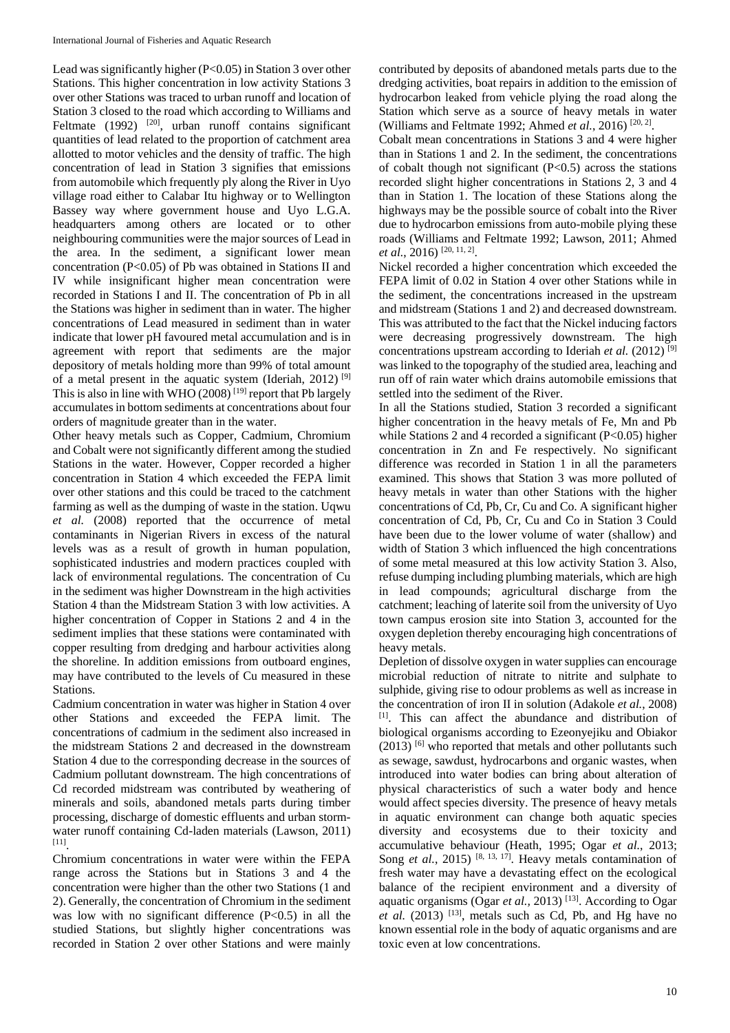Lead was significantly higher ($P<0.05$) in Station 3 over other Stations. This higher concentration in low activity Stations 3 over other Stations was traced to urban runoff and location of Station 3 closed to the road which according to Williams and Feltmate (1992) [20], urban runoff contains significant quantities of lead related to the proportion of catchment area allotted to motor vehicles and the density of traffic. The high concentration of lead in Station 3 signifies that emissions from automobile which frequently ply along the River in Uyo village road either to Calabar Itu highway or to Wellington Bassey way where government house and Uyo L.G.A. headquarters among others are located or to other neighbouring communities were the major sources of Lead in the area. In the sediment, a significant lower mean concentration ($P<0.05$) of Pb was obtained in Stations II and IV while insignificant higher mean concentration were recorded in Stations I and II. The concentration of Pb in all the Stations was higher in sediment than in water. The higher concentrations of Lead measured in sediment than in water indicate that lower pH favoured metal accumulation and is in agreement with report that sediments are the major depository of metals holding more than 99% of total amount of a metal present in the aquatic system (Ideriah, 2012) [9] This is also in line with WHO (2008) [19] report that Pb largely accumulates in bottom sediments at concentrations about four orders of magnitude greater than in the water.

Other heavy metals such as Copper, Cadmium, Chromium and Cobalt were not significantly different among the studied Stations in the water. However, Copper recorded a higher concentration in Station 4 which exceeded the FEPA limit over other stations and this could be traced to the catchment farming as well as the dumping of waste in the station. Uqwu *et al.* (2008) reported that the occurrence of metal contaminants in Nigerian Rivers in excess of the natural levels was as a result of growth in human population, sophisticated industries and modern practices coupled with lack of environmental regulations. The concentration of Cu in the sediment was higher Downstream in the high activities Station 4 than the Midstream Station 3 with low activities. A higher concentration of Copper in Stations 2 and 4 in the sediment implies that these stations were contaminated with copper resulting from dredging and harbour activities along the shoreline. In addition emissions from outboard engines, may have contributed to the levels of Cu measured in these Stations.

Cadmium concentration in water was higher in Station 4 over other Stations and exceeded the FEPA limit. The concentrations of cadmium in the sediment also increased in the midstream Stations 2 and decreased in the downstream Station 4 due to the corresponding decrease in the sources of Cadmium pollutant downstream. The high concentrations of Cd recorded midstream was contributed by weathering of minerals and soils, abandoned metals parts during timber processing, discharge of domestic effluents and urban storm-water runoff containing Cd-laden materials (Lawson, 2011) [11].

Chromium concentrations in water were within the FEPA range across the Stations but in Stations 3 and 4 the concentration were higher than the other two Stations (1 and 2). Generally, the concentration of Chromium in the sediment was low with no significant difference ($P<0.5$) in all the studied Stations, but slightly higher concentrations was recorded in Station 2 over other Stations and were mainly contributed by deposits of abandoned metals parts due to the dredging activities, boat repairs in addition to the emission of hydrocarbon leaked from vehicle plying the road along the Station which serve as a source of heavy metals in water (Williams and Feltmate 1992; Ahmed *et al.*, 2016) [20, 2].

Cobalt mean concentrations in Stations 3 and 4 were higher than Stations 1 and 2. In the sediment, the concentrations of cobalt though not significant ($P<0.5$) across the stations recorded slight higher concentrations in Stations 2, 3 and 4 than in Station 1. The location of these Stations along the highways may be the possible source of cobalt into the River due to hydrocarbon emissions from auto-mobile plying these roads (Williams and Feltmate 1992; Lawson, 2011; Ahmed *et al.*, 2016) [20, 11, 2].

Nickel recorded a higher concentration which exceeded the FEPA limit of 0.02 in Station 4 over other Stations while in the sediment, the concentrations increased in the upstream and midstream (Stations 1 and 2) and decreased downstream. This was attributed to the fact that the Nickel inducing factors were decreasing progressively downstream. The high concentrations upstream according to Ideriah *et al.* (2012) [9] was linked to the topography of the studied area, leaching and run off of rain water which drains automobile emissions that settled into the sediment of the River.

In all the Stations studied, Station 3 recorded a significant higher concentration in the heavy metals of Fe, Mn and Pb while Stations 2 and 4 recorded a significant ($P<0.05$) higher concentration in Zn and Fe respectively. No significant difference was recorded in Station 1 in all the parameters examined. This shows that Station 3 was more polluted of heavy metals in water than other Stations with the higher concentrations of Cd, Pb, Cr, Cu and Co. A significant higher concentration of Cd, Pb, Cr, Cu and Co in Station 3 Could have been due to the lower volume of water (shallow) and width of Station 3 which influenced the high concentrations of some metal measured at this low activity Station 3. Also, refuse dumping including plumbing materials, which are high in lead compounds; agricultural discharge from the catchment; leaching of laterite soil from the university of Uyo town campus erosion site into Station 3, accounted for the oxygen depletion thereby encouraging high concentrations of heavy metals.

Depletion of dissolve oxygen in water supplies can encourage microbial reduction of nitrate to nitrite and sulphate to sulphide, giving rise to odour problems as well as increase in the concentration of iron II in solution (Adakole *et al.*, 2008) [1]. This can affect the abundance and distribution of biological organisms according to Ezeonyejiku and Obiakor (2013) [6] who reported that metals and other pollutants such as sewage, sawdust, hydrocarbons and organic wastes, when introduced into water bodies can bring about alteration of physical characteristics of such a water body and hence would affect species diversity. The presence of heavy metals in aquatic environment can change both aquatic species diversity and ecosystems due to their toxicity and accumulative behaviour (Heath, 1995; Ogar *et al.*, 2013; Song *et al.*, 2015) [8, 13, 17]. Heavy metals contamination of fresh water may have a devastating effect on the ecological balance of the recipient environment and a diversity of aquatic organisms (Ogar *et al.*, 2013) [13]. According to Ogar *et al.* (2013) [13], metals such as Cd, Pb, and Hg have no known essential role in the body of aquatic organisms and are toxic even at low concentrations.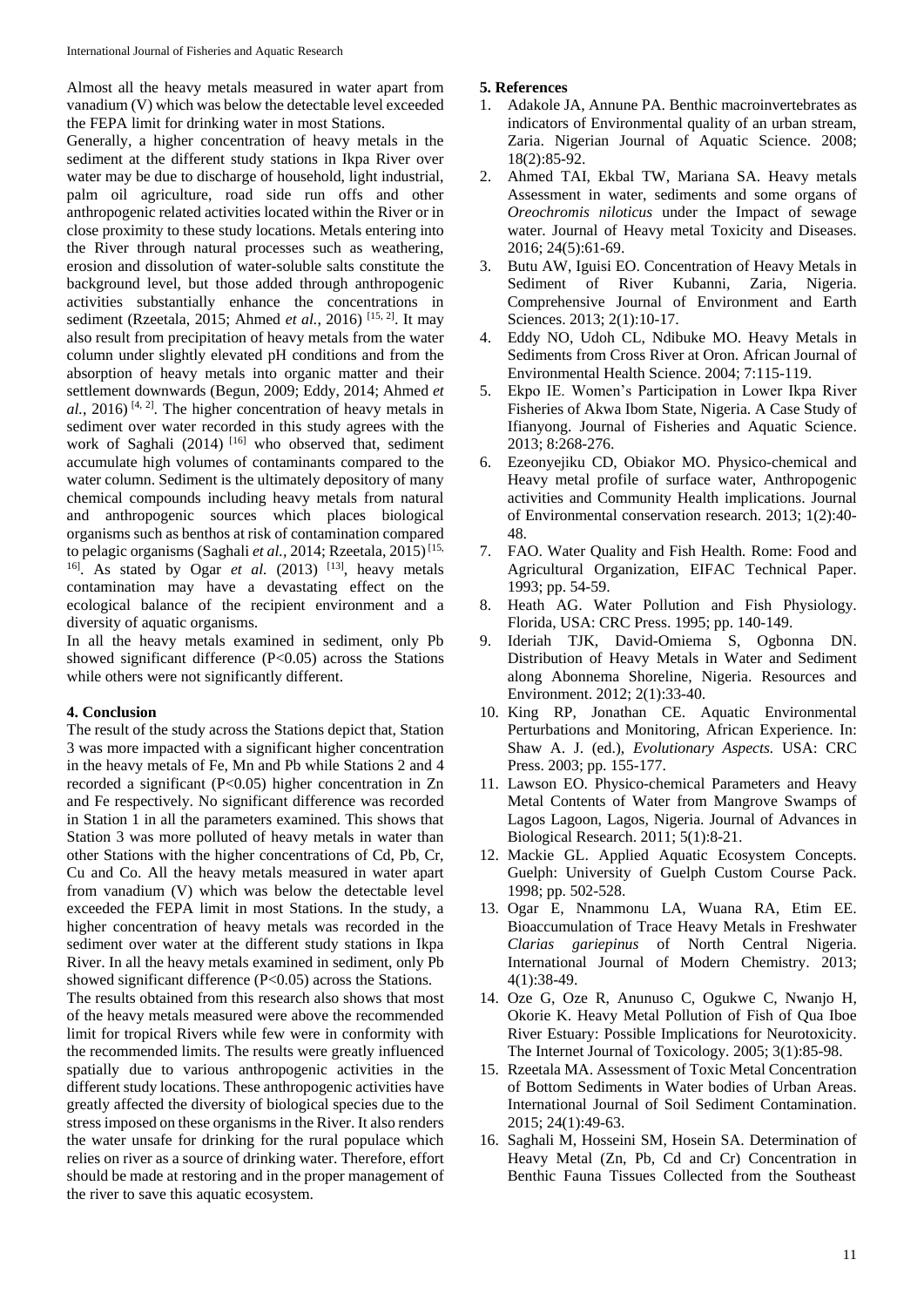Almost all the heavy metals measured in water apart from vanadium (V) which was below the detectable level exceeded the FEPA limit for drinking water in most Stations.

Generally, a higher concentration of heavy metals in the sediment at the different study stations in Ikpa River over water may be due to discharge of household, light industrial, palm oil agriculture, road side run offs and other anthropogenic related activities located within the River or in close proximity to these study locations. Metals entering into the River through natural processes such as weathering, erosion and dissolution of water-soluble salts constitute the background level, but those added through anthropogenic activities substantially enhance the concentrations in sediment (Rzeetala, 2015; Ahmed *et al.*, 2016) [15, 2]. It may also result from precipitation of heavy metals from the water column under slightly elevated pH conditions and from the absorption of heavy metals into organic matter and their settlement downwards (Begun, 2009; Eddy, 2014; Ahmed *et al.*, 2016) [4, 2]. The higher concentration of heavy metals in sediment over water recorded in this study agrees with the work of Saghali (2014) [16] who observed that, sediment accumulate high volumes of contaminants compared to the water column. Sediment is the ultimately depository of many chemical compounds including heavy metals from natural and anthropogenic sources which places biological organisms such as benthos at risk of contamination compared to pelagic organisms (Saghali *et al.*, 2014; Rzeetala, 2015) [15, 16]. As stated by Ogar *et al.* (2013) [13], heavy metals contamination may have a devastating effect on the ecological balance of the recipient environment and a diversity of aquatic organisms.

In all the heavy metals examined in sediment, only Pb showed significant difference ($P<0.05$) across the Stations while others were not significantly different.

## 4. Conclusion

The result of the study across the Stations depict that, Station 3 was more impacted with a significant higher concentration in the heavy metals of Fe, Mn and Pb while Stations 2 and 4 recorded a significant ($P<0.05$) higher concentration in Zn and Fe respectively. No significant difference was recorded in Station 1 in all the parameters examined. This shows that Station 3 was more polluted of heavy metals in water than other Stations with the higher concentrations of Cd, Pb, Cr, Cu and Co. All the heavy metals measured in water apart from vanadium (V) which was below the detectable level exceeded the FEPA limit in most Stations. In the study, a higher concentration of heavy metals was recorded in the sediment over water at the different study stations in Ikpa River. In all the heavy metals examined in sediment, only Pb showed significant difference ($P<0.05$) across the Stations.

The results obtained from this research also shows that most of the heavy metals measured were above the recommended limit for tropical Rivers while few were in conformity with the recommended limits. The results were greatly influenced spatially due to various anthropogenic activities in the different study locations. These anthropogenic activities have greatly affected the diversity of biological species due to the stress imposed on these organisms in the River. It also renders the water unsafe for drinking for the rural populace which relies on river as a source of drinking water. Therefore, effort should be made at restoring and in the proper management of the river to save this aquatic ecosystem.

## 5. References

1. Adakole JA, Annune PA. Benthic macroinvertebrates as indicators of Environmental quality of an urban stream, Zaria. Nigerian Journal of Aquatic Science. 2008; 18(2):85-92.
2. Ahmed TAI, Ekbal TW, Mariana SA. Heavy metals Assessment in water, sediments and some organs of *Oreochromis niloticus* under the Impact of sewage water. Journal of Heavy metal Toxicity and Diseases. 2016; 24(5):61-69.
3. Butu AW, Iguisi EO. Concentration of Heavy Metals in Sediment of River Kubanni, Zaria, Nigeria. Comprehensive Journal of Environment and Earth Sciences. 2013; 2(1):10-17.
4. Eddy NO, Udoh CL, Ndibuke MO. Heavy Metals in Sediments from Cross River at Oron. African Journal of Environmental Health Science. 2004; 7:115-119.
5. Ekpo IE. Women's Participation in Lower Ikpa River Fisheries of Akwa Ibom State, Nigeria. A Case Study of Ifianyong. Journal of Fisheries and Aquatic Science. 2013; 8:268-276.
6. Ezeonyejiku CD, Obiakor MO. Physico-chemical and Heavy metal profile of surface water, Anthropogenic activities and Community Health implications. Journal of Environmental conservation research. 2013; 1(2):40-48.
7. FAO. Water Quality and Fish Health. Rome: Food and Agricultural Organization, EIFAC Technical Paper. 1993; pp. 54-59.
8. Heath AG. Water Pollution and Fish Physiology. Florida, USA: CRC Press. 1995; pp. 140-149.
9. Ideriah TJK, David-Omiema S, Ogbonna DN. Distribution of Heavy Metals in Water and Sediment along Abonnema Shoreline, Nigeria. Resources and Environment. 2012; 2(1):33-40.
10. King RP, Jonathan CE. Aquatic Environmental Perturbations and Monitoring, African Experience. In: Shaw A. J. (ed.), *Evolutionary Aspects.* USA: CRC Press. 2003; pp. 155-177.
11. Lawson EO. Physico-chemical Parameters and Heavy Metal Contents of Water from Mangrove Swamps of Lagos Lagoon, Lagos, Nigeria. Journal of Advances in Biological Research. 2011; 5(1):8-21.
12. Mackie GL. Applied Aquatic Ecosystem Concepts. Guelph: University of Guelph Custom Course Pack. 1998; pp. 502-528.
13. Ogar E, Nnammonu LA, Wuana RA, Etim EE. Bioaccumulation of Trace Heavy Metals in Freshwater *Clarias gariepinus* of North Central Nigeria. International Journal of Modern Chemistry. 2013; 4(1):38-49.
14. Oze G, Oze R, Anunuso C, Ogukwe C, Nwanjo H, Okorie K. Heavy Metal Pollution of Fish of Qua Iboe River Estuary: Possible Implications for Neurotoxicity. The Internet Journal of Toxicology. 2005; 3(1):85-98.
15. Rzeetala MA. Assessment of Toxic Metal Concentration of Bottom Sediments in Water bodies of Urban Areas. International Journal of Soil Sediment Contamination. 2015; 24(1):49-63.
16. Saghali M, Hosseini SM, Hosein SA. Determination of Heavy Metal (Zn, Pb, Cd and Cr) Concentration in Benthic Fauna Tissues Collected from the Southeast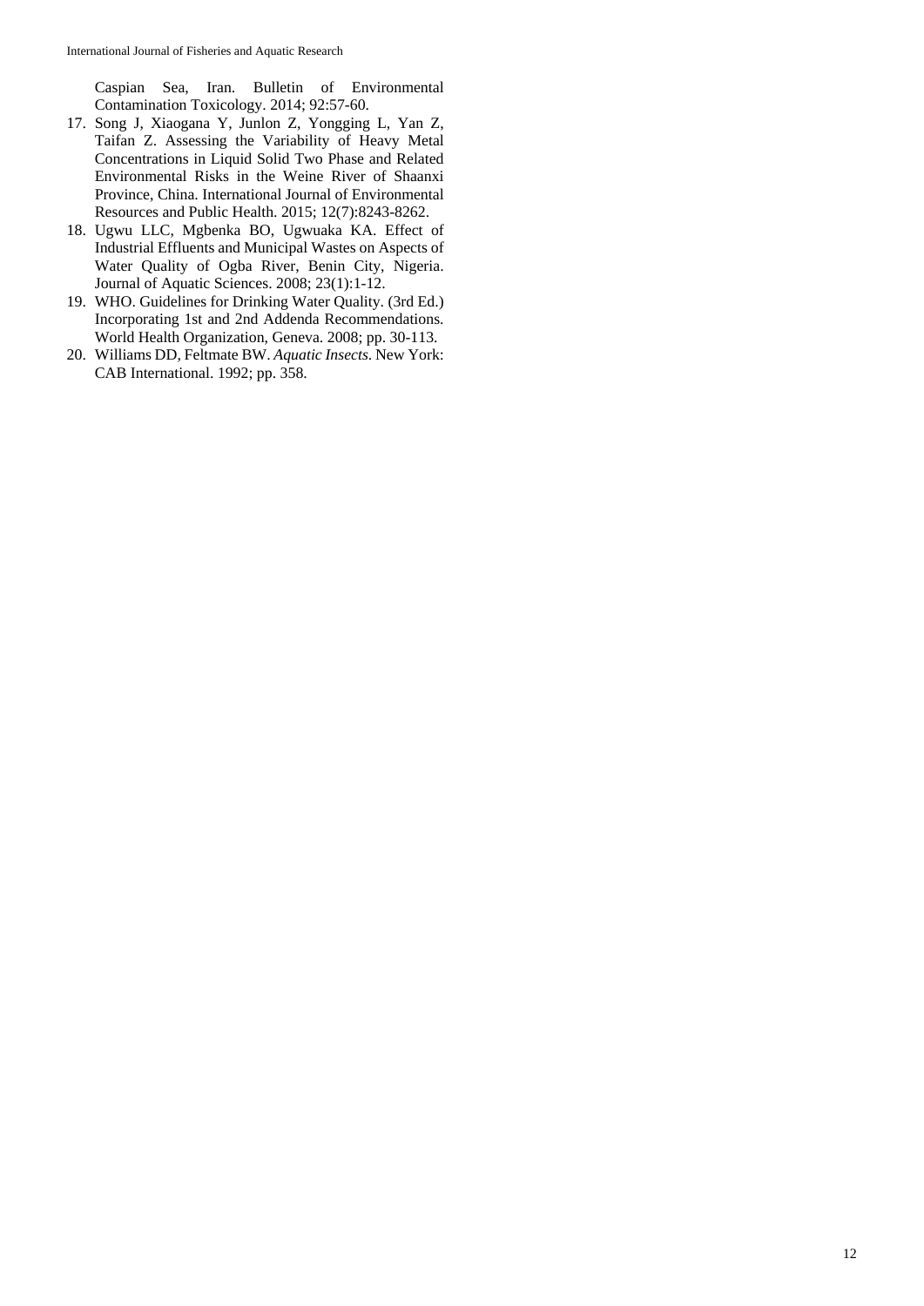Caspian Sea, Iran. Bulletin of Environmental Contamination Toxicology. 2014; 92:57-60.

17. Song J, Xiaogana Y, Junlon Z, Yongging L, Yan Z, Taifan Z. Assessing the Variability of Heavy Metal Concentrations in Liquid Solid Two Phase and Related Environmental Risks in the Weine River of Shaanxi Province, China. International Journal of Environmental Resources and Public Health. 2015; 12(7):8243-8262.
18. Ugwu LLC, Mgbenka BO, Ugwuaka KA. Effect of Industrial Effluents and Municipal Wastes on Aspects of Water Quality of Ogba River, Benin City, Nigeria. Journal of Aquatic Sciences. 2008; 23(1):1-12.
19. WHO. Guidelines for Drinking Water Quality. (3rd Ed.) Incorporating 1st and 2nd Addenda Recommendations. World Health Organization, Geneva. 2008; pp. 30-113.
20. Williams DD, Feltmate BW. *Aquatic Insects*. New York: CAB International. 1992; pp. 358.